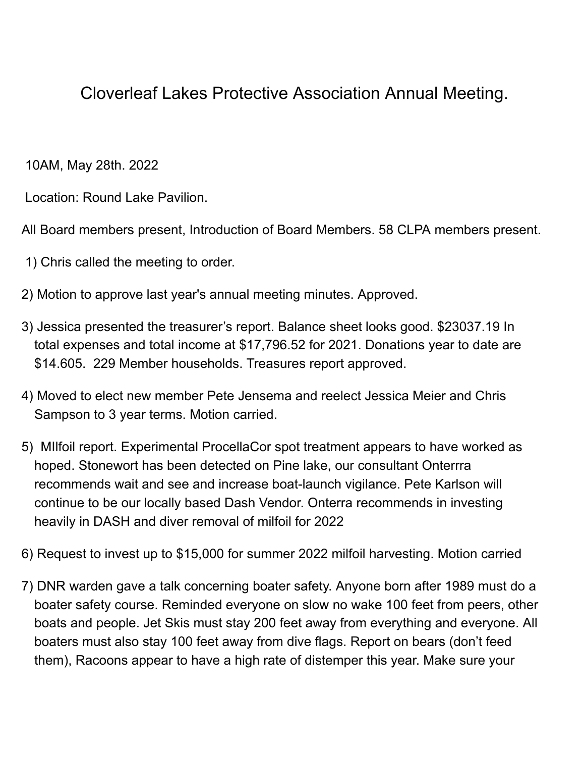# Cloverleaf Lakes Protective Association Annual Meeting.

10AM, May 28th. 2022

Location: Round Lake Pavilion.

All Board members present, Introduction of Board Members. 58 CLPA members present.

1) Chris called the meeting to order.

2) Motion to approve last year's annual meeting minutes. Approved.

3) Jessica presented the treasurer's report. Balance sheet looks good. $23037.19 In total expenses and total income at $17,796.52 for 2021. Donations year to date are $14.605. 229 Member households. Treasures report approved.

4) Moved to elect new member Pete Jensema and reelect Jessica Meier and Chris Sampson to 3 year terms. Motion carried.

5) MIlfoil report. Experimental ProcellaCor spot treatment appears to have worked as hoped. Stonewort has been detected on Pine lake, our consultant Onterrra recommends wait and see and increase boat-launch vigilance. Pete Karlson will continue to be our locally based Dash Vendor. Onterra recommends in investing heavily in DASH and diver removal of milfoil for 2022

6) Request to invest up to $15,000 for summer 2022 milfoil harvesting. Motion carried

7) DNR warden gave a talk concerning boater safety. Anyone born after 1989 must do a boater safety course. Reminded everyone on slow no wake 100 feet from peers, other boats and people. Jet Skis must stay 200 feet away from everything and everyone. All boaters must also stay 100 feet away from dive flags. Report on bears (don't feed them), Racoons appear to have a high rate of distemper this year. Make sure your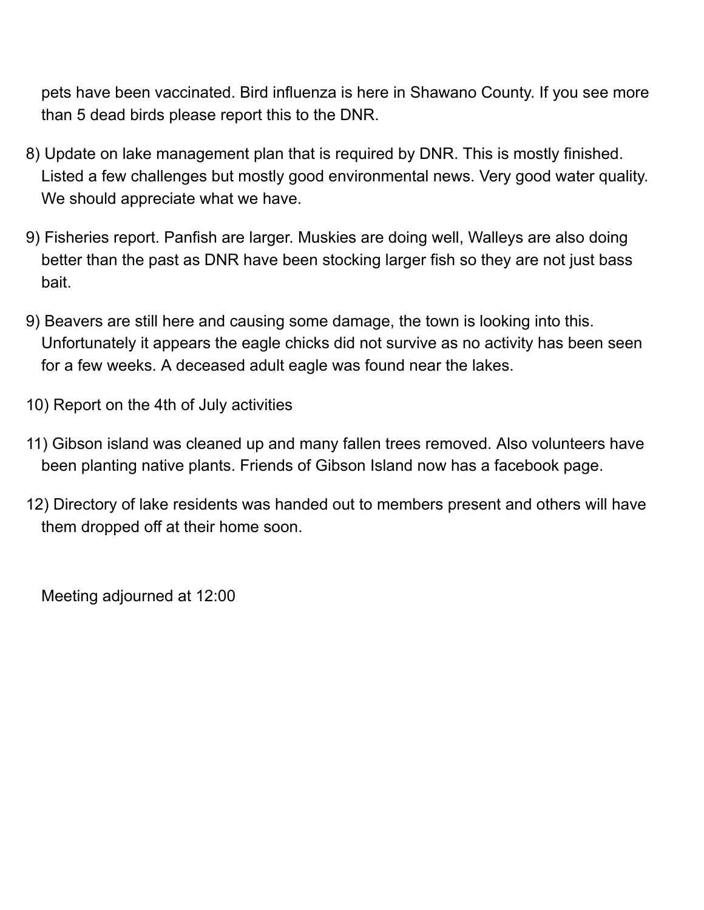pets have been vaccinated. Bird influenza is here in Shawano County. If you see more than 5 dead birds please report this to the DNR.

8) Update on lake management plan that is required by DNR. This is mostly finished. Listed a few challenges but mostly good environmental news. Very good water quality. We should appreciate what we have.

9) Fisheries report. Panfish are larger. Muskies are doing well, Walleys are also doing better than the past as DNR have been stocking larger fish so they are not just bass bait.

9) Beavers are still here and causing some damage, the town is looking into this. Unfortunately it appears the eagle chicks did not survive as no activity has been seen for a few weeks. A deceased adult eagle was found near the lakes.

10) Report on the 4th of July activities

11) Gibson island was cleaned up and many fallen trees removed. Also volunteers have been planting native plants. Friends of Gibson Island now has a facebook page.

12) Directory of lake residents was handed out to members present and others will have them dropped off at their home soon.

Meeting adjourned at 12:00